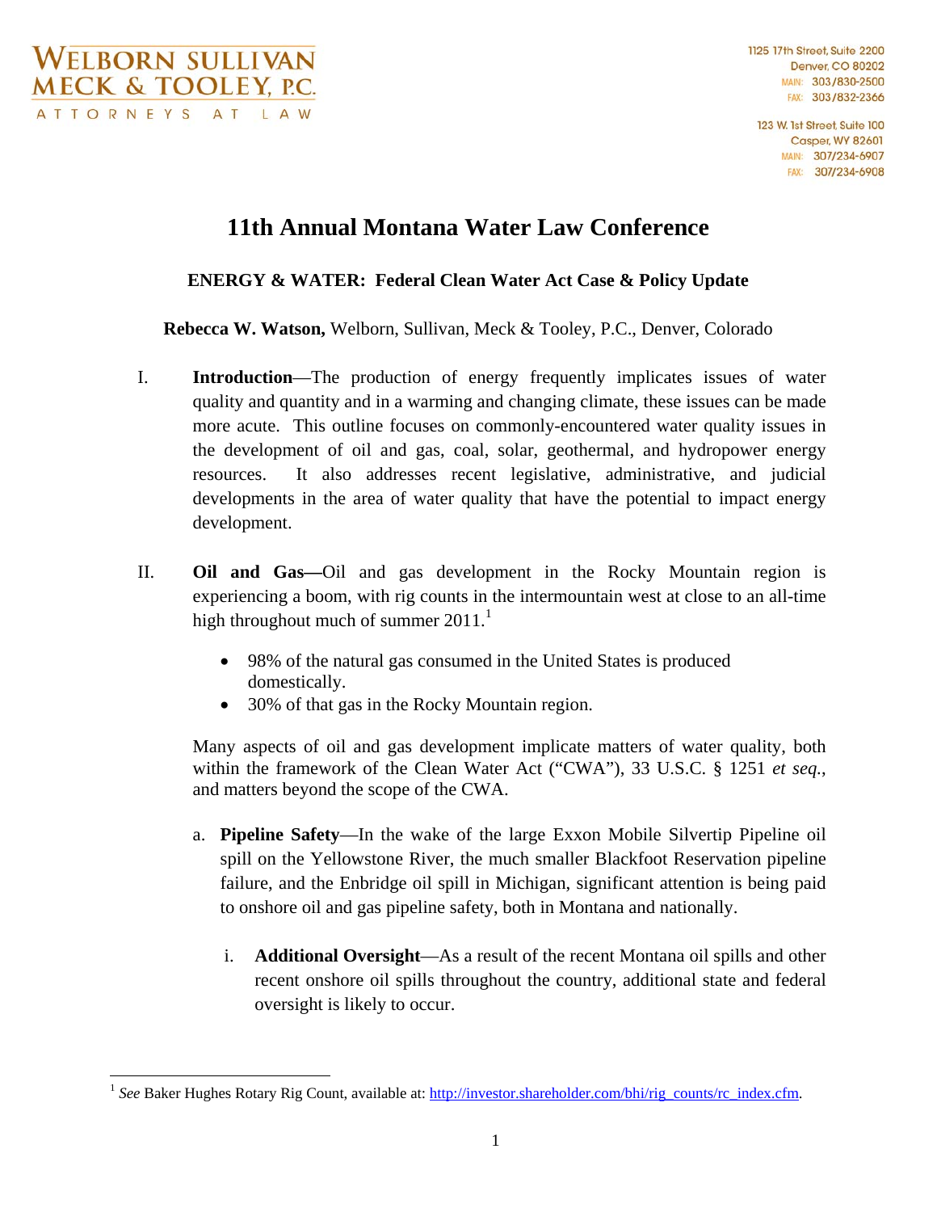WELBORN SULLIVAN MECK & TOOLEY, P.C.
ATTORNEYS AT LAW

1125 17th Street, Suite 2200
Denver, CO 80202
MAIN: 303/830-2500
FAX: 303/832-2366

123 W. 1st Street, Suite 100
Casper, WY 82601
MAIN: 307/234-6907
FAX: 307/234-6908

# 11th Annual Montana Water Law Conference

## ENERGY & WATER: Federal Clean Water Act Case & Policy Update

**Rebecca W. Watson,** Welborn, Sullivan, Meck & Tooley, P.C., Denver, Colorado

I. **Introduction**—The production of energy frequently implicates issues of water quality and quantity and in a warming and changing climate, these issues can be made more acute. This outline focuses on commonly-encountered water quality issues in the development of oil and gas, coal, solar, geothermal, and hydropower energy resources. It also addresses recent legislative, administrative, and judicial developments in the area of water quality that have the potential to impact energy development.

II. **Oil and Gas—**Oil and gas development in the Rocky Mountain region is experiencing a boom, with rig counts in the intermountain west at close to an all-time high throughout much of summer 2011.[1]

- 98% of the natural gas consumed in the United States is produced domestically.
- 30% of that gas in the Rocky Mountain region.

Many aspects of oil and gas development implicate matters of water quality, both within the framework of the Clean Water Act ("CWA"), 33 U.S.C. § 1251 *et seq.*, and matters beyond the scope of the CWA.

a. **Pipeline Safety**—In the wake of the large Exxon Mobile Silvertip Pipeline oil spill on the Yellowstone River, the much smaller Blackfoot Reservation pipeline failure, and the Enbridge oil spill in Michigan, significant attention is being paid to onshore oil and gas pipeline safety, both in Montana and nationally.

   i. **Additional Oversight**—As a result of the recent Montana oil spills and other recent onshore oil spills throughout the country, additional state and federal oversight is likely to occur.

---

[1] *See* Baker Hughes Rotary Rig Count, available at: http://investor.shareholder.com/bhi/rig_counts/rc_index.cfm.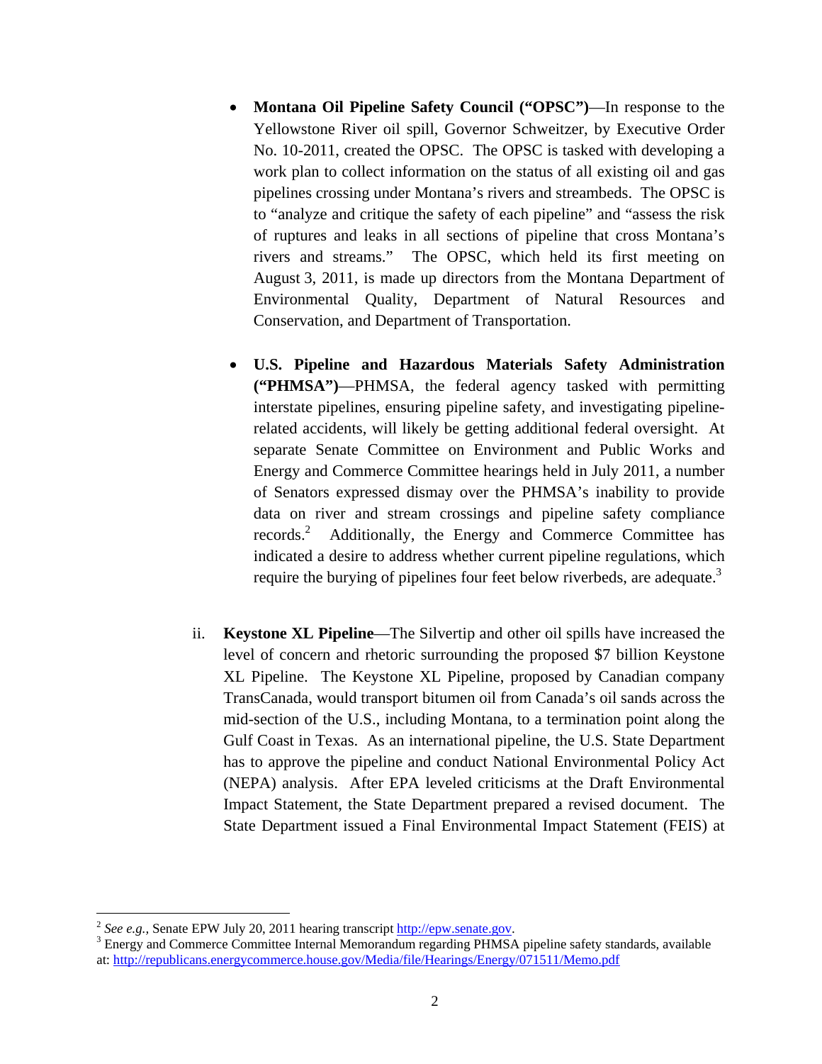- **Montana Oil Pipeline Safety Council ("OPSC")**—In response to the Yellowstone River oil spill, Governor Schweitzer, by Executive Order No. 10-2011, created the OPSC. The OPSC is tasked with developing a work plan to collect information on the status of all existing oil and gas pipelines crossing under Montana's rivers and streambeds. The OPSC is to "analyze and critique the safety of each pipeline" and "assess the risk of ruptures and leaks in all sections of pipeline that cross Montana's rivers and streams." The OPSC, which held its first meeting on August 3, 2011, is made up directors from the Montana Department of Environmental Quality, Department of Natural Resources and Conservation, and Department of Transportation.

- **U.S. Pipeline and Hazardous Materials Safety Administration ("PHMSA")**—PHMSA, the federal agency tasked with permitting interstate pipelines, ensuring pipeline safety, and investigating pipeline-related accidents, will likely be getting additional federal oversight. At separate Senate Committee on Environment and Public Works and Energy and Commerce Committee hearings held in July 2011, a number of Senators expressed dismay over the PHMSA's inability to provide data on river and stream crossings and pipeline safety compliance records.[2] Additionally, the Energy and Commerce Committee has indicated a desire to address whether current pipeline regulations, which require the burying of pipelines four feet below riverbeds, are adequate.[3]

ii. **Keystone XL Pipeline**—The Silvertip and other oil spills have increased the level of concern and rhetoric surrounding the proposed $7 billion Keystone XL Pipeline. The Keystone XL Pipeline, proposed by Canadian company TransCanada, would transport bitumen oil from Canada's oil sands across the mid-section of the U.S., including Montana, to a termination point along the Gulf Coast in Texas. As an international pipeline, the U.S. State Department has to approve the pipeline and conduct National Environmental Policy Act (NEPA) analysis. After EPA leveled criticisms at the Draft Environmental Impact Statement, the State Department prepared a revised document. The State Department issued a Final Environmental Impact Statement (FEIS) at

---

[2] *See e.g.*, Senate EPW July 20, 2011 hearing transcript http://epw.senate.gov.

[3] Energy and Commerce Committee Internal Memorandum regarding PHMSA pipeline safety standards, available at: http://republicans.energycommerce.house.gov/Media/file/Hearings/Energy/071511/Memo.pdf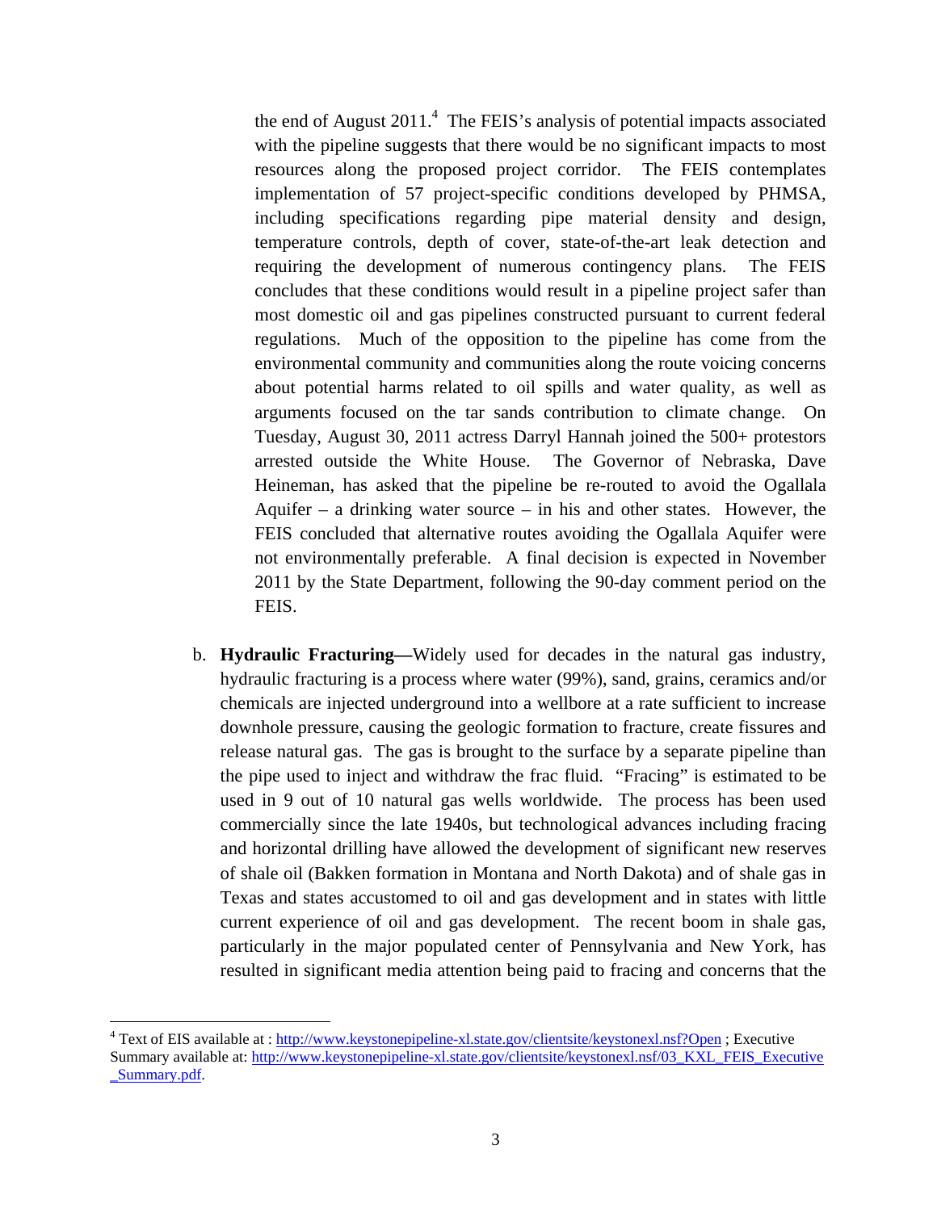the end of August 2011.[4] The FEIS's analysis of potential impacts associated with the pipeline suggests that there would be no significant impacts to most resources along the proposed project corridor. The FEIS contemplates implementation of 57 project-specific conditions developed by PHMSA, including specifications regarding pipe material density and design, temperature controls, depth of cover, state-of-the-art leak detection and requiring the development of numerous contingency plans. The FEIS concludes that these conditions would result in a pipeline project safer than most domestic oil and gas pipelines constructed pursuant to current federal regulations. Much of the opposition to the pipeline has come from the environmental community and communities along the route voicing concerns about potential harms related to oil spills and water quality, as well as arguments focused on the tar sands contribution to climate change. On Tuesday, August 30, 2011 actress Darryl Hannah joined the 500+ protestors arrested outside the White House. The Governor of Nebraska, Dave Heineman, has asked that the pipeline be re-routed to avoid the Ogallala Aquifer – a drinking water source – in his and other states. However, the FEIS concluded that alternative routes avoiding the Ogallala Aquifer were not environmentally preferable. A final decision is expected in November 2011 by the State Department, following the 90-day comment period on the FEIS.

b. **Hydraulic Fracturing—**Widely used for decades in the natural gas industry, hydraulic fracturing is a process where water (99%), sand, grains, ceramics and/or chemicals are injected underground into a wellbore at a rate sufficient to increase downhole pressure, causing the geologic formation to fracture, create fissures and release natural gas. The gas is brought to the surface by a separate pipeline than the pipe used to inject and withdraw the frac fluid. "Fracing" is estimated to be used in 9 out of 10 natural gas wells worldwide. The process has been used commercially since the late 1940s, but technological advances including fracing and horizontal drilling have allowed the development of significant new reserves of shale oil (Bakken formation in Montana and North Dakota) and of shale gas in Texas and states accustomed to oil and gas development and in states with little current experience of oil and gas development. The recent boom in shale gas, particularly in the major populated center of Pennsylvania and New York, has resulted in significant media attention being paid to fracing and concerns that the

---

[4] Text of EIS available at : http://www.keystonepipeline-xl.state.gov/clientsite/keystonexl.nsf?Open ; Executive Summary available at: http://www.keystonepipeline-xl.state.gov/clientsite/keystonexl.nsf/03_KXL_FEIS_Executive_Summary.pdf.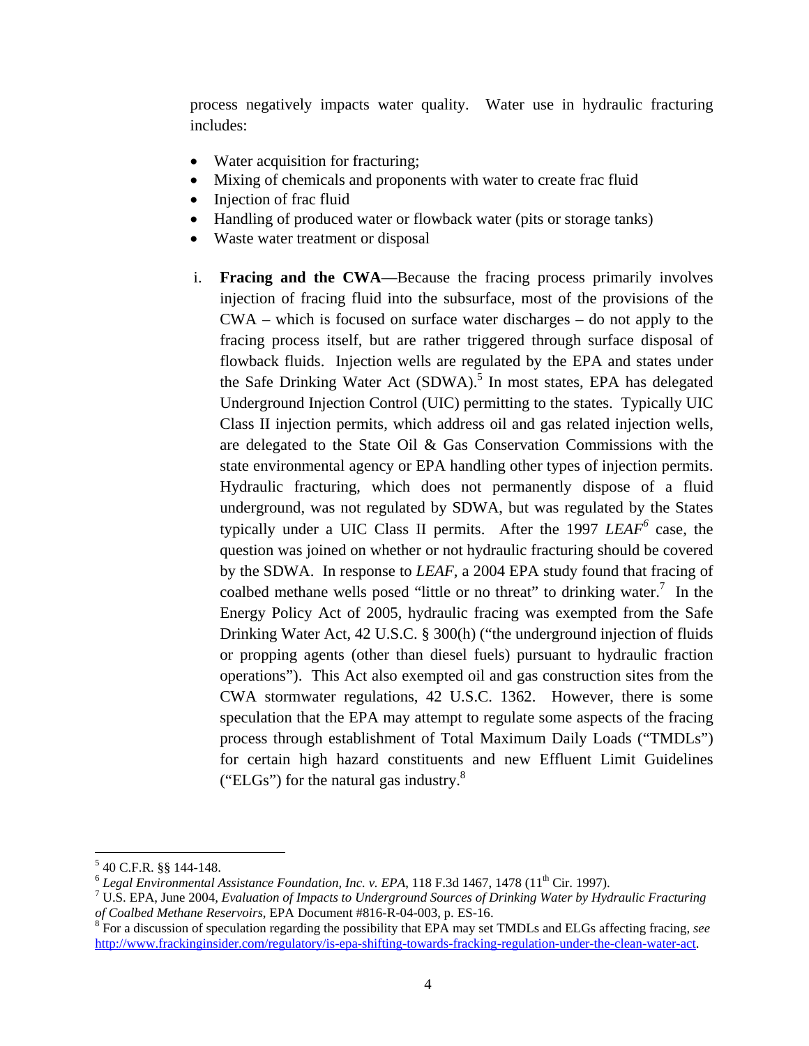process negatively impacts water quality. Water use in hydraulic fracturing includes:

- Water acquisition for fracturing;
- Mixing of chemicals and proponents with water to create frac fluid
- Injection of frac fluid
- Handling of produced water or flowback water (pits or storage tanks)
- Waste water treatment or disposal

i. **Fracing and the CWA**—Because the fracing process primarily involves injection of fracing fluid into the subsurface, most of the provisions of the CWA – which is focused on surface water discharges – do not apply to the fracing process itself, but are rather triggered through surface disposal of flowback fluids. Injection wells are regulated by the EPA and states under the Safe Drinking Water Act (SDWA).[5] In most states, EPA has delegated Underground Injection Control (UIC) permitting to the states. Typically UIC Class II injection permits, which address oil and gas related injection wells, are delegated to the State Oil & Gas Conservation Commissions with the state environmental agency or EPA handling other types of injection permits. Hydraulic fracturing, which does not permanently dispose of a fluid underground, was not regulated by SDWA, but was regulated by the States typically under a UIC Class II permits. After the 1997 *LEAF*[6] case, the question was joined on whether or not hydraulic fracturing should be covered by the SDWA. In response to *LEAF*, a 2004 EPA study found that fracing of coalbed methane wells posed "little or no threat" to drinking water.[7] In the Energy Policy Act of 2005, hydraulic fracing was exempted from the Safe Drinking Water Act, 42 U.S.C. § 300(h) ("the underground injection of fluids or propping agents (other than diesel fuels) pursuant to hydraulic fraction operations"). This Act also exempted oil and gas construction sites from the CWA stormwater regulations, 42 U.S.C. 1362. However, there is some speculation that the EPA may attempt to regulate some aspects of the fracing process through establishment of Total Maximum Daily Loads ("TMDLs") for certain high hazard constituents and new Effluent Limit Guidelines ("ELGs") for the natural gas industry.[8]

---

[5] 40 C.F.R. §§ 144-148.

[6] *Legal Environmental Assistance Foundation, Inc. v. EPA*, 118 F.3d 1467, 1478 (11th Cir. 1997).

[7] U.S. EPA, June 2004, *Evaluation of Impacts to Underground Sources of Drinking Water by Hydraulic Fracturing of Coalbed Methane Reservoirs*, EPA Document #816-R-04-003, p. ES-16.

[8] For a discussion of speculation regarding the possibility that EPA may set TMDLs and ELGs affecting fracing, *see* http://www.frackinginsider.com/regulatory/is-epa-shifting-towards-fracking-regulation-under-the-clean-water-act.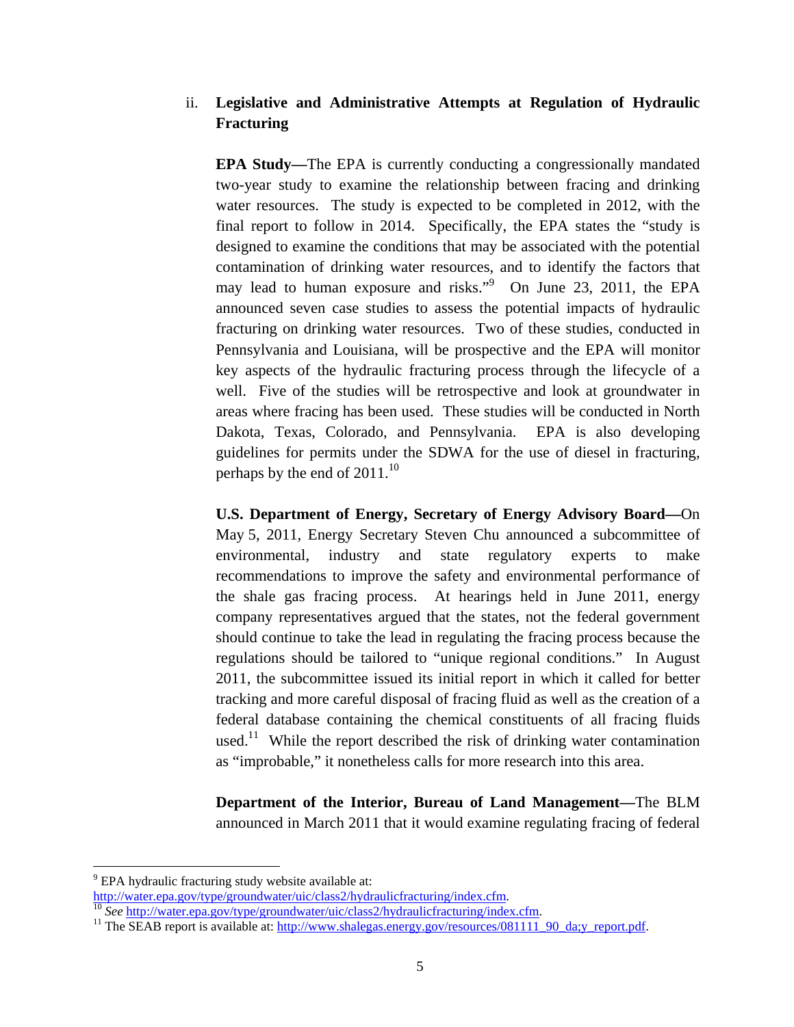ii. **Legislative and Administrative Attempts at Regulation of Hydraulic Fracturing**

**EPA Study—**The EPA is currently conducting a congressionally mandated two-year study to examine the relationship between fracing and drinking water resources. The study is expected to be completed in 2012, with the final report to follow in 2014. Specifically, the EPA states the "study is designed to examine the conditions that may be associated with the potential contamination of drinking water resources, and to identify the factors that may lead to human exposure and risks."[9] On June 23, 2011, the EPA announced seven case studies to assess the potential impacts of hydraulic fracturing on drinking water resources. Two of these studies, conducted in Pennsylvania and Louisiana, will be prospective and the EPA will monitor key aspects of the hydraulic fracturing process through the lifecycle of a well. Five of the studies will be retrospective and look at groundwater in areas where fracing has been used. These studies will be conducted in North Dakota, Texas, Colorado, and Pennsylvania. EPA is also developing guidelines for permits under the SDWA for the use of diesel in fracturing, perhaps by the end of 2011.[10]

**U.S. Department of Energy, Secretary of Energy Advisory Board—**On May 5, 2011, Energy Secretary Steven Chu announced a subcommittee of environmental, industry and state regulatory experts to make recommendations to improve the safety and environmental performance of the shale gas fracing process. At hearings held in June 2011, energy company representatives argued that the states, not the federal government should continue to take the lead in regulating the fracing process because the regulations should be tailored to "unique regional conditions." In August 2011, the subcommittee issued its initial report in which it called for better tracking and more careful disposal of fracing fluid as well as the creation of a federal database containing the chemical constituents of all fracing fluids used.[11] While the report described the risk of drinking water contamination as "improbable," it nonetheless calls for more research into this area.

**Department of the Interior, Bureau of Land Management—**The BLM announced in March 2011 that it would examine regulating fracing of federal

---

[9] EPA hydraulic fracturing study website available at: http://water.epa.gov/type/groundwater/uic/class2/hydraulicfracturing/index.cfm.

[10] *See* http://water.epa.gov/type/groundwater/uic/class2/hydraulicfracturing/index.cfm.

[11] The SEAB report is available at: http://www.shalegas.energy.gov/resources/081111_90_da;y_report.pdf.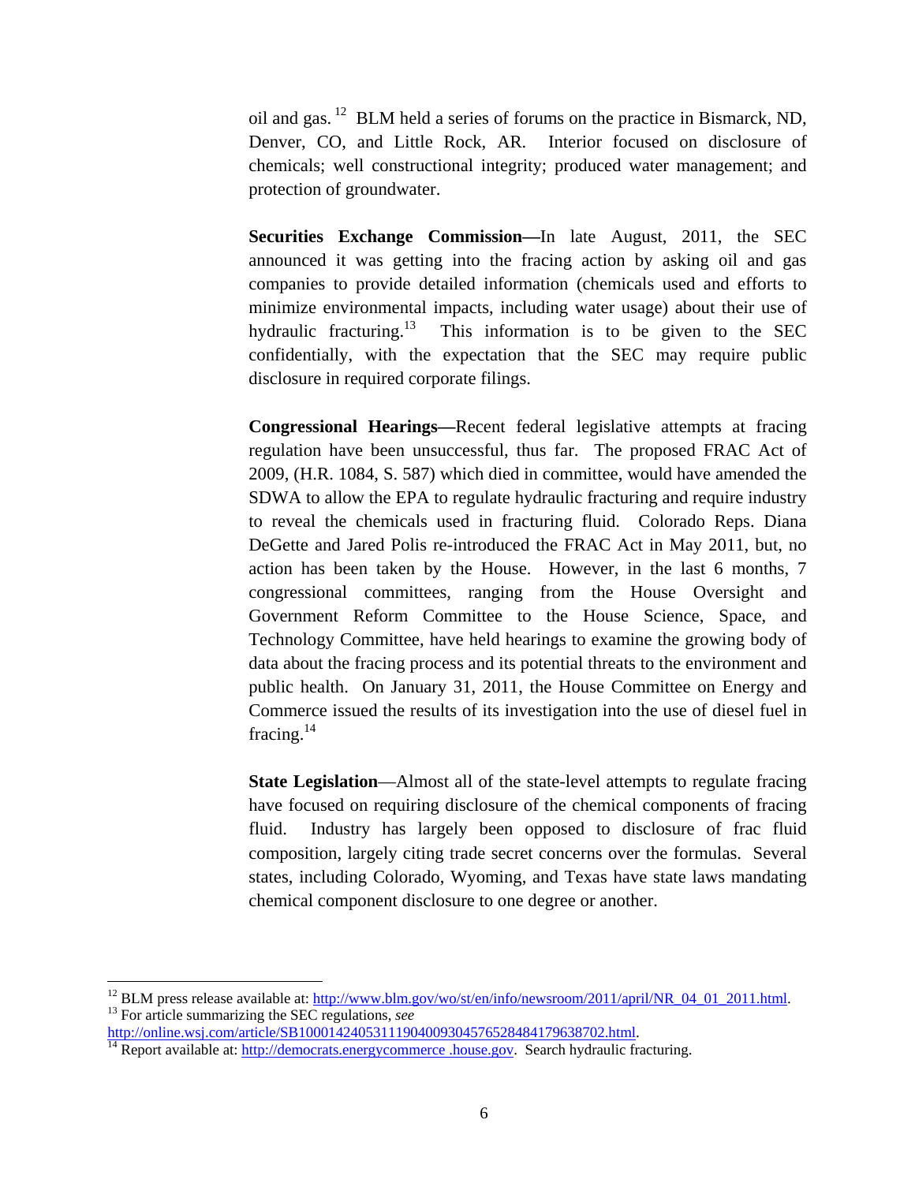oil and gas.[12] BLM held a series of forums on the practice in Bismarck, ND, Denver, CO, and Little Rock, AR. Interior focused on disclosure of chemicals; well constructional integrity; produced water management; and protection of groundwater.

**Securities Exchange Commission—**In late August, 2011, the SEC announced it was getting into the fracing action by asking oil and gas companies to provide detailed information (chemicals used and efforts to minimize environmental impacts, including water usage) about their use of hydraulic fracturing.[13] This information is to be given to the SEC confidentially, with the expectation that the SEC may require public disclosure in required corporate filings.

**Congressional Hearings—**Recent federal legislative attempts at fracing regulation have been unsuccessful, thus far. The proposed FRAC Act of 2009, (H.R. 1084, S. 587) which died in committee, would have amended the SDWA to allow the EPA to regulate hydraulic fracturing and require industry to reveal the chemicals used in fracturing fluid. Colorado Reps. Diana DeGette and Jared Polis re-introduced the FRAC Act in May 2011, but, no action has been taken by the House. However, in the last 6 months, 7 congressional committees, ranging from the House Oversight and Government Reform Committee to the House Science, Space, and Technology Committee, have held hearings to examine the growing body of data about the fracing process and its potential threats to the environment and public health. On January 31, 2011, the House Committee on Energy and Commerce issued the results of its investigation into the use of diesel fuel in fracing.[14]

**State Legislation**—Almost all of the state-level attempts to regulate fracing have focused on requiring disclosure of the chemical components of fracing fluid. Industry has largely been opposed to disclosure of frac fluid composition, largely citing trade secret concerns over the formulas. Several states, including Colorado, Wyoming, and Texas have state laws mandating chemical component disclosure to one degree or another.

---

[12] BLM press release available at: http://www.blm.gov/wo/st/en/info/newsroom/2011/april/NR_04_01_2011.html.

[13] For article summarizing the SEC regulations, *see* http://online.wsj.com/article/SB10001424053111904009304576528484179638702.html.

[14] Report available at: http://democrats.energycommerce .house.gov. Search hydraulic fracturing.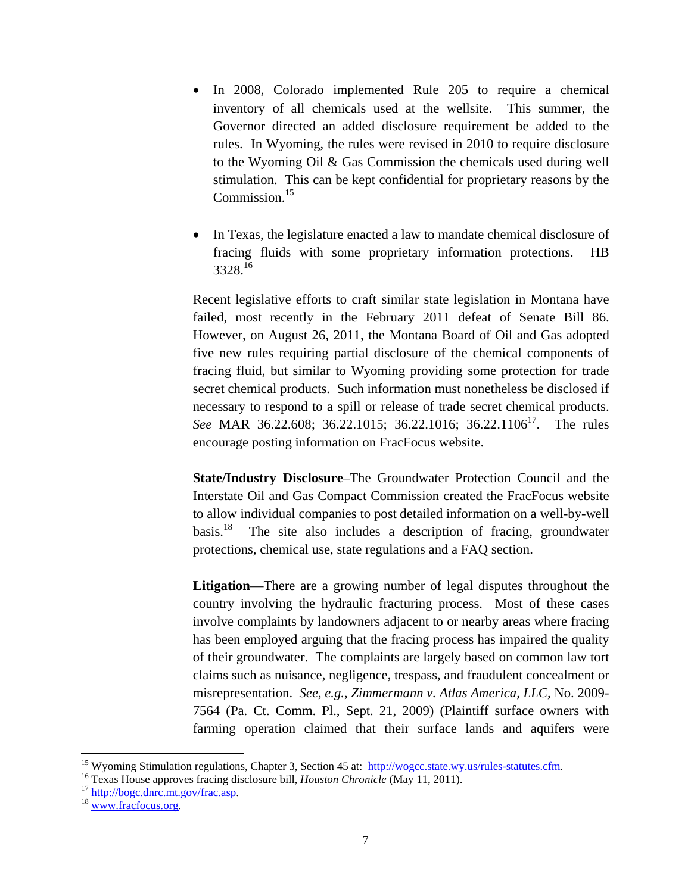- In 2008, Colorado implemented Rule 205 to require a chemical inventory of all chemicals used at the wellsite. This summer, the Governor directed an added disclosure requirement be added to the rules. In Wyoming, the rules were revised in 2010 to require disclosure to the Wyoming Oil & Gas Commission the chemicals used during well stimulation. This can be kept confidential for proprietary reasons by the Commission.[15]

- In Texas, the legislature enacted a law to mandate chemical disclosure of fracing fluids with some proprietary information protections. HB 3328.[16]

Recent legislative efforts to craft similar state legislation in Montana have failed, most recently in the February 2011 defeat of Senate Bill 86. However, on August 26, 2011, the Montana Board of Oil and Gas adopted five new rules requiring partial disclosure of the chemical components of fracing fluid, but similar to Wyoming providing some protection for trade secret chemical products. Such information must nonetheless be disclosed if necessary to respond to a spill or release of trade secret chemical products. *See* MAR 36.22.608; 36.22.1015; 36.22.1016; 36.22.1106[17]. The rules encourage posting information on FracFocus website.

**State/Industry Disclosure**–The Groundwater Protection Council and the Interstate Oil and Gas Compact Commission created the FracFocus website to allow individual companies to post detailed information on a well-by-well basis.[18] The site also includes a description of fracing, groundwater protections, chemical use, state regulations and a FAQ section.

**Litigation**—There are a growing number of legal disputes throughout the country involving the hydraulic fracturing process. Most of these cases involve complaints by landowners adjacent to or nearby areas where fracing has been employed arguing that the fracing process has impaired the quality of their groundwater. The complaints are largely based on common law tort claims such as nuisance, negligence, trespass, and fraudulent concealment or misrepresentation. *See, e.g.*, *Zimmermann v. Atlas America, LLC,* No. 2009-7564 (Pa. Ct. Comm. Pl., Sept. 21, 2009) (Plaintiff surface owners with farming operation claimed that their surface lands and aquifers were

---

[15] Wyoming Stimulation regulations, Chapter 3, Section 45 at: http://wogcc.state.wy.us/rules-statutes.cfm.

[16] Texas House approves fracing disclosure bill, *Houston Chronicle* (May 11, 2011).

[17] http://bogc.dnrc.mt.gov/frac.asp.

[18] www.fracfocus.org.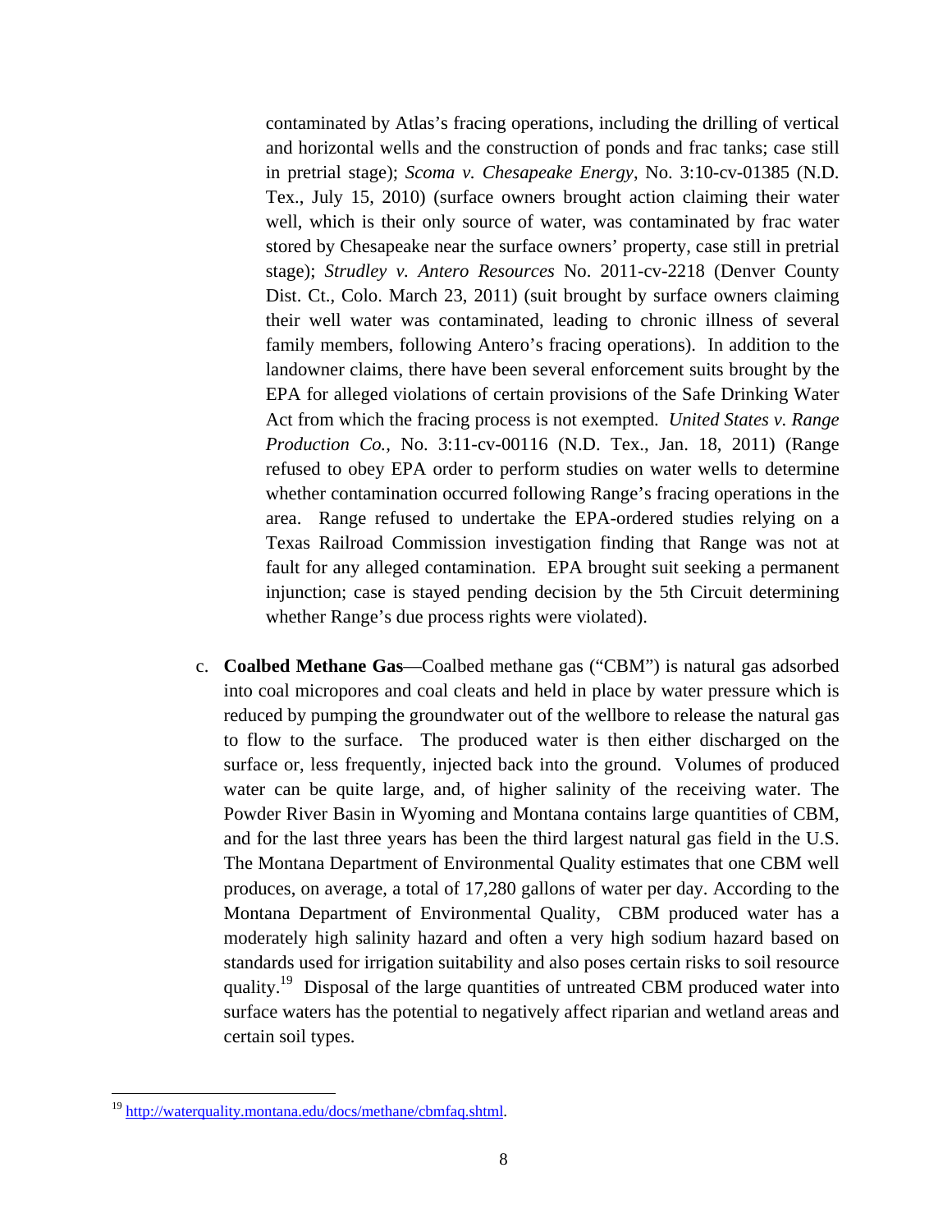contaminated by Atlas's fracing operations, including the drilling of vertical and horizontal wells and the construction of ponds and frac tanks; case still in pretrial stage); *Scoma v. Chesapeake Energy*, No. 3:10-cv-01385 (N.D. Tex., July 15, 2010) (surface owners brought action claiming their water well, which is their only source of water, was contaminated by frac water stored by Chesapeake near the surface owners' property, case still in pretrial stage); *Strudley v. Antero Resources* No. 2011-cv-2218 (Denver County Dist. Ct., Colo. March 23, 2011) (suit brought by surface owners claiming their well water was contaminated, leading to chronic illness of several family members, following Antero's fracing operations). In addition to the landowner claims, there have been several enforcement suits brought by the EPA for alleged violations of certain provisions of the Safe Drinking Water Act from which the fracing process is not exempted. *United States v. Range Production Co.*, No. 3:11-cv-00116 (N.D. Tex., Jan. 18, 2011) (Range refused to obey EPA order to perform studies on water wells to determine whether contamination occurred following Range's fracing operations in the area. Range refused to undertake the EPA-ordered studies relying on a Texas Railroad Commission investigation finding that Range was not at fault for any alleged contamination. EPA brought suit seeking a permanent injunction; case is stayed pending decision by the 5th Circuit determining whether Range's due process rights were violated).

c. **Coalbed Methane Gas**—Coalbed methane gas ("CBM") is natural gas adsorbed into coal micropores and coal cleats and held in place by water pressure which is reduced by pumping the groundwater out of the wellbore to release the natural gas to flow to the surface. The produced water is then either discharged on the surface or, less frequently, injected back into the ground. Volumes of produced water can be quite large, and, of higher salinity of the receiving water. The Powder River Basin in Wyoming and Montana contains large quantities of CBM, and for the last three years has been the third largest natural gas field in the U.S. The Montana Department of Environmental Quality estimates that one CBM well produces, on average, a total of 17,280 gallons of water per day. According to the Montana Department of Environmental Quality, CBM produced water has a moderately high salinity hazard and often a very high sodium hazard based on standards used for irrigation suitability and also poses certain risks to soil resource quality.[19] Disposal of the large quantities of untreated CBM produced water into surface waters has the potential to negatively affect riparian and wetland areas and certain soil types.

---

[19] http://waterquality.montana.edu/docs/methane/cbmfaq.shtml.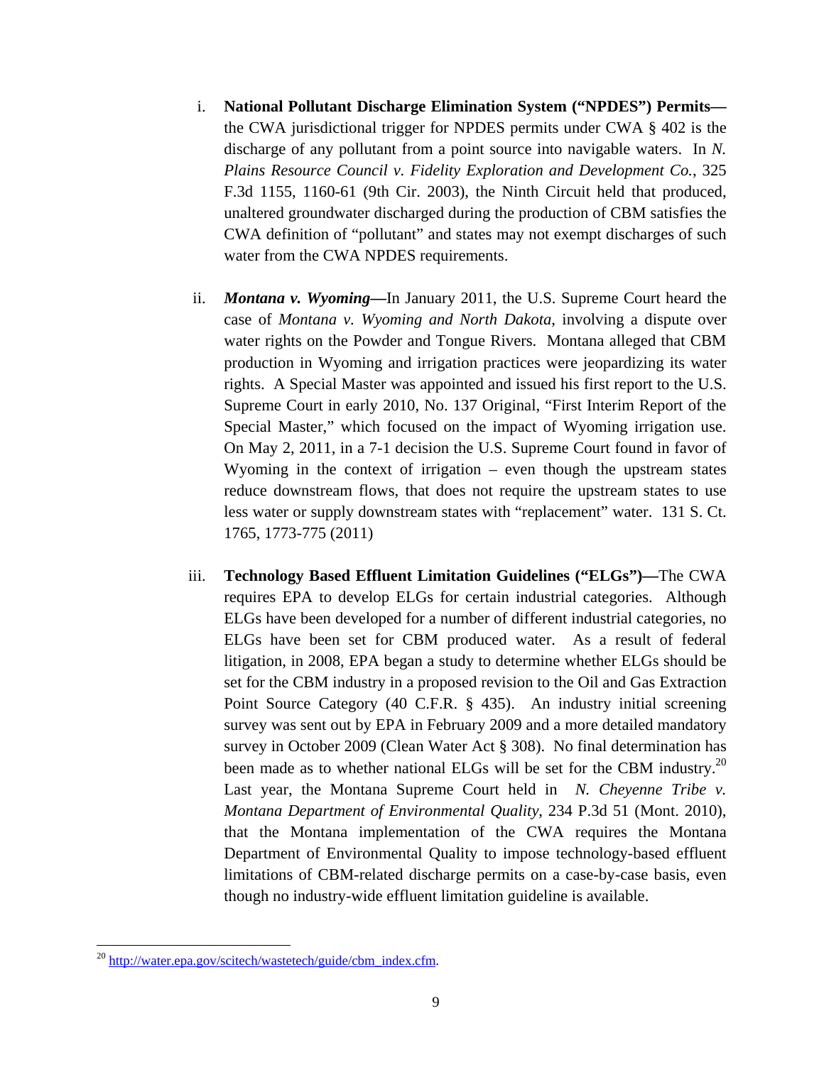i. **National Pollutant Discharge Elimination System ("NPDES") Permits—** the CWA jurisdictional trigger for NPDES permits under CWA § 402 is the discharge of any pollutant from a point source into navigable waters. In *N. Plains Resource Council v. Fidelity Exploration and Development Co.*, 325 F.3d 1155, 1160-61 (9th Cir. 2003), the Ninth Circuit held that produced, unaltered groundwater discharged during the production of CBM satisfies the CWA definition of "pollutant" and states may not exempt discharges of such water from the CWA NPDES requirements.

ii. ***Montana v. Wyoming*—**In January 2011, the U.S. Supreme Court heard the case of *Montana v. Wyoming and North Dakota*, involving a dispute over water rights on the Powder and Tongue Rivers. Montana alleged that CBM production in Wyoming and irrigation practices were jeopardizing its water rights. A Special Master was appointed and issued his first report to the U.S. Supreme Court in early 2010, No. 137 Original, "First Interim Report of the Special Master," which focused on the impact of Wyoming irrigation use. On May 2, 2011, in a 7-1 decision the U.S. Supreme Court found in favor of Wyoming in the context of irrigation – even though the upstream states reduce downstream flows, that does not require the upstream states to use less water or supply downstream states with "replacement" water. 131 S. Ct. 1765, 1773-775 (2011)

iii. **Technology Based Effluent Limitation Guidelines ("ELGs")—**The CWA requires EPA to develop ELGs for certain industrial categories. Although ELGs have been developed for a number of different industrial categories, no ELGs have been set for CBM produced water. As a result of federal litigation, in 2008, EPA began a study to determine whether ELGs should be set for the CBM industry in a proposed revision to the Oil and Gas Extraction Point Source Category (40 C.F.R. § 435). An industry initial screening survey was sent out by EPA in February 2009 and a more detailed mandatory survey in October 2009 (Clean Water Act § 308). No final determination has been made as to whether national ELGs will be set for the CBM industry.[20] Last year, the Montana Supreme Court held in *N. Cheyenne Tribe v. Montana Department of Environmental Quality*, 234 P.3d 51 (Mont. 2010), that the Montana implementation of the CWA requires the Montana Department of Environmental Quality to impose technology-based effluent limitations of CBM-related discharge permits on a case-by-case basis, even though no industry-wide effluent limitation guideline is available.

---

[20] http://water.epa.gov/scitech/wastetech/guide/cbm_index.cfm.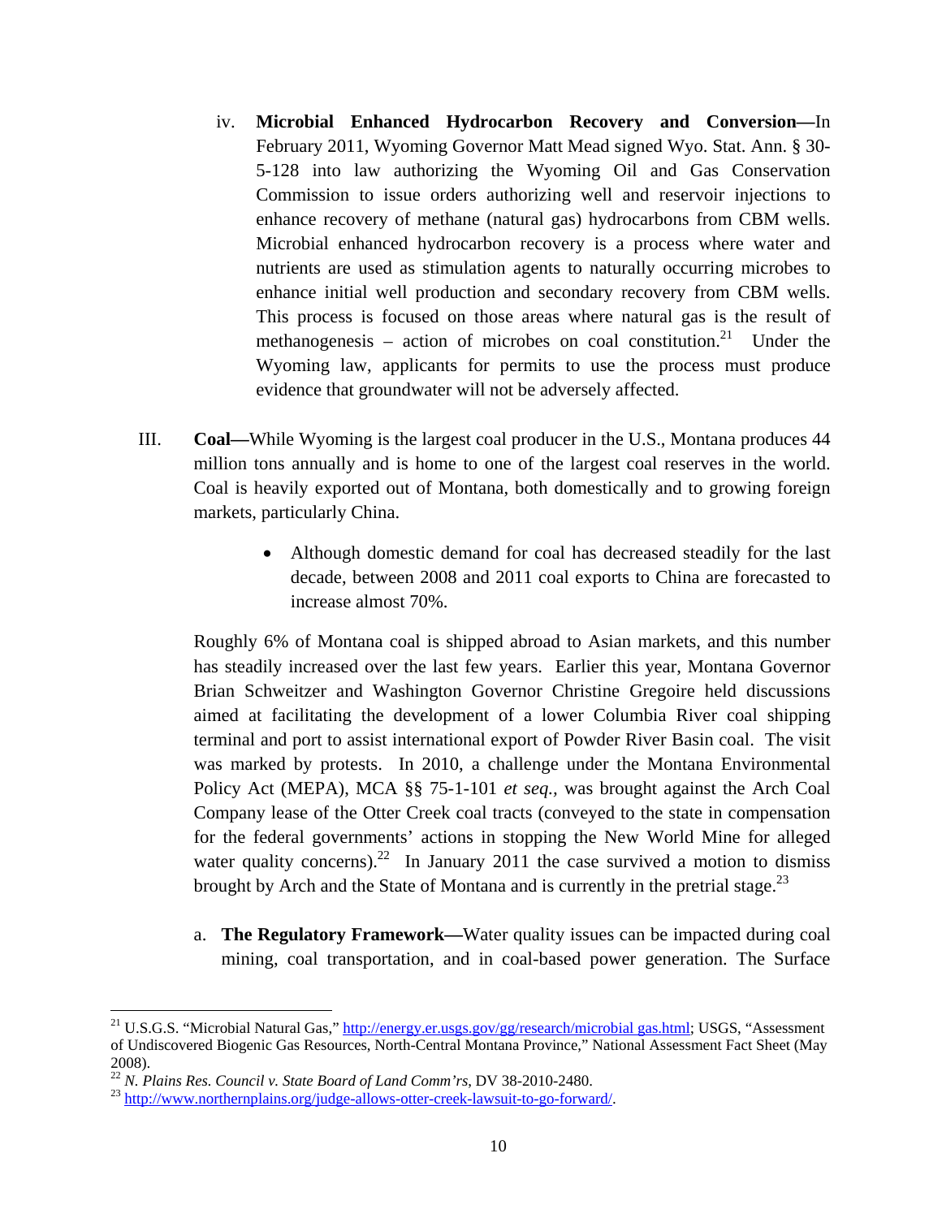iv. **Microbial Enhanced Hydrocarbon Recovery and Conversion—**In February 2011, Wyoming Governor Matt Mead signed Wyo. Stat. Ann. § 30-5-128 into law authorizing the Wyoming Oil and Gas Conservation Commission to issue orders authorizing well and reservoir injections to enhance recovery of methane (natural gas) hydrocarbons from CBM wells. Microbial enhanced hydrocarbon recovery is a process where water and nutrients are used as stimulation agents to naturally occurring microbes to enhance initial well production and secondary recovery from CBM wells. This process is focused on those areas where natural gas is the result of methanogenesis – action of microbes on coal constitution.[21] Under the Wyoming law, applicants for permits to use the process must produce evidence that groundwater will not be adversely affected.

III. **Coal—**While Wyoming is the largest coal producer in the U.S., Montana produces 44 million tons annually and is home to one of the largest coal reserves in the world. Coal is heavily exported out of Montana, both domestically and to growing foreign markets, particularly China.

- Although domestic demand for coal has decreased steadily for the last decade, between 2008 and 2011 coal exports to China are forecasted to increase almost 70%.

Roughly 6% of Montana coal is shipped abroad to Asian markets, and this number has steadily increased over the last few years. Earlier this year, Montana Governor Brian Schweitzer and Washington Governor Christine Gregoire held discussions aimed at facilitating the development of a lower Columbia River coal shipping terminal and port to assist international export of Powder River Basin coal. The visit was marked by protests. In 2010, a challenge under the Montana Environmental Policy Act (MEPA), MCA §§ 75-1-101 *et seq.*, was brought against the Arch Coal Company lease of the Otter Creek coal tracts (conveyed to the state in compensation for the federal governments' actions in stopping the New World Mine for alleged water quality concerns).[22] In January 2011 the case survived a motion to dismiss brought by Arch and the State of Montana and is currently in the pretrial stage.[23]

a. **The Regulatory Framework—**Water quality issues can be impacted during coal mining, coal transportation, and in coal-based power generation. The Surface

---

[21] U.S.G.S. "Microbial Natural Gas," http://energy.er.usgs.gov/gg/research/microbial gas.html; USGS, "Assessment of Undiscovered Biogenic Gas Resources, North-Central Montana Province," National Assessment Fact Sheet (May 2008).

[22] *N. Plains Res. Council v. State Board of Land Comm'rs*, DV 38-2010-2480.

[23] http://www.northernplains.org/judge-allows-otter-creek-lawsuit-to-go-forward/.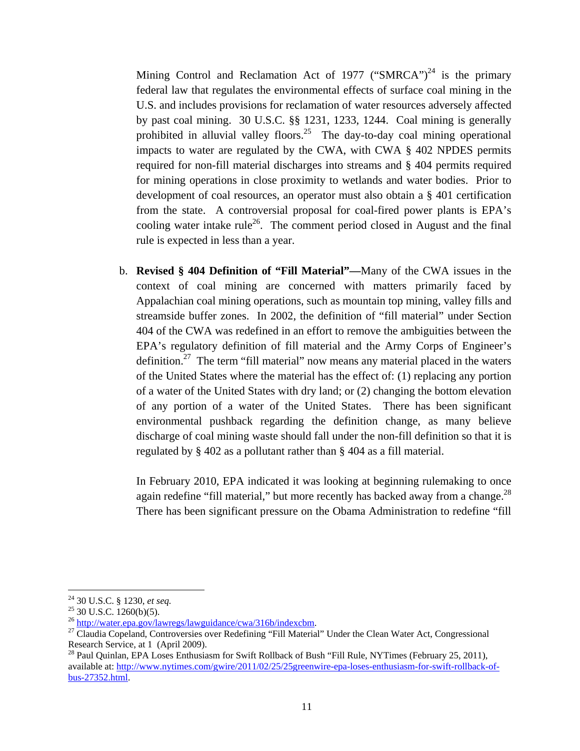Mining Control and Reclamation Act of 1977 ("SMRCA")[24] is the primary federal law that regulates the environmental effects of surface coal mining in the U.S. and includes provisions for reclamation of water resources adversely affected by past coal mining. 30 U.S.C. §§ 1231, 1233, 1244. Coal mining is generally prohibited in alluvial valley floors.[25] The day-to-day coal mining operational impacts to water are regulated by the CWA, with CWA § 402 NPDES permits required for non-fill material discharges into streams and § 404 permits required for mining operations in close proximity to wetlands and water bodies. Prior to development of coal resources, an operator must also obtain a § 401 certification from the state. A controversial proposal for coal-fired power plants is EPA's cooling water intake rule[26]. The comment period closed in August and the final rule is expected in less than a year.

b. **Revised § 404 Definition of "Fill Material"—**Many of the CWA issues in the context of coal mining are concerned with matters primarily faced by Appalachian coal mining operations, such as mountain top mining, valley fills and streamside buffer zones. In 2002, the definition of "fill material" under Section 404 of the CWA was redefined in an effort to remove the ambiguities between the EPA's regulatory definition of fill material and the Army Corps of Engineer's definition.[27] The term "fill material" now means any material placed in the waters of the United States where the material has the effect of: (1) replacing any portion of a water of the United States with dry land; or (2) changing the bottom elevation of any portion of a water of the United States. There has been significant environmental pushback regarding the definition change, as many believe discharge of coal mining waste should fall under the non-fill definition so that it is regulated by § 402 as a pollutant rather than § 404 as a fill material.

   In February 2010, EPA indicated it was looking at beginning rulemaking to once again redefine "fill material," but more recently has backed away from a change.[28] There has been significant pressure on the Obama Administration to redefine "fill

---

[24] 30 U.S.C. § 1230, *et seq.*

[25] 30 U.S.C. 1260(b)(5).

[26] http://water.epa.gov/lawregs/lawguidance/cwa/316b/indexcbm.

[27] Claudia Copeland, Controversies over Redefining "Fill Material" Under the Clean Water Act, Congressional Research Service, at 1 (April 2009).

[28] Paul Quinlan, EPA Loses Enthusiasm for Swift Rollback of Bush "Fill Rule, NYTimes (February 25, 2011), available at: http://www.nytimes.com/gwire/2011/02/25/25greenwire-epa-loses-enthusiasm-for-swift-rollback-of-bus-27352.html.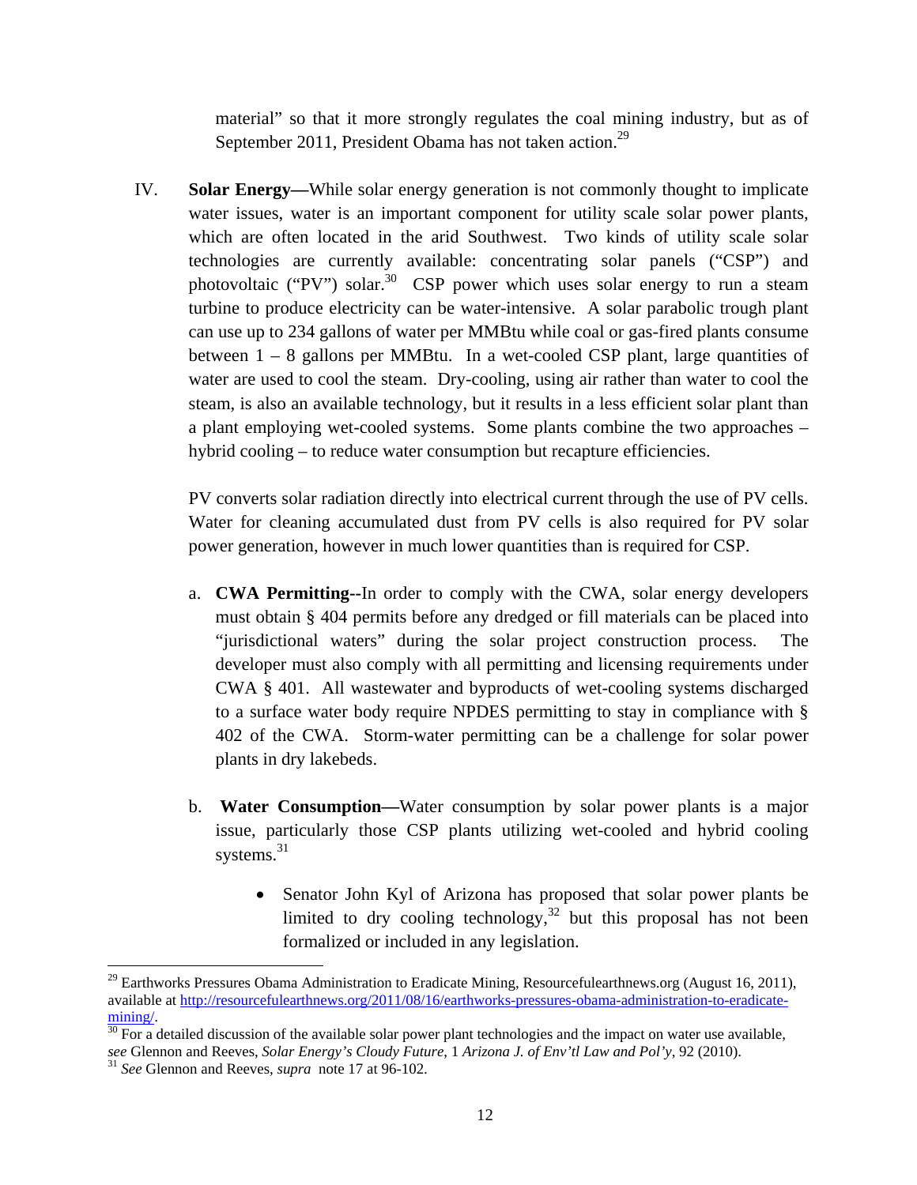material" so that it more strongly regulates the coal mining industry, but as of September 2011, President Obama has not taken action.[29]

IV. **Solar Energy—**While solar energy generation is not commonly thought to implicate water issues, water is an important component for utility scale solar power plants, which are often located in the arid Southwest. Two kinds of utility scale solar technologies are currently available: concentrating solar panels ("CSP") and photovoltaic ("PV") solar.[30] CSP power which uses solar energy to run a steam turbine to produce electricity can be water-intensive. A solar parabolic trough plant can use up to 234 gallons of water per MMBtu while coal or gas-fired plants consume between 1 – 8 gallons per MMBtu. In a wet-cooled CSP plant, large quantities of water are used to cool the steam. Dry-cooling, using air rather than water to cool the steam, is also an available technology, but it results in a less efficient solar plant than a plant employing wet-cooled systems. Some plants combine the two approaches – hybrid cooling – to reduce water consumption but recapture efficiencies.

PV converts solar radiation directly into electrical current through the use of PV cells. Water for cleaning accumulated dust from PV cells is also required for PV solar power generation, however in much lower quantities than is required for CSP.

a. **CWA Permitting--**In order to comply with the CWA, solar energy developers must obtain § 404 permits before any dredged or fill materials can be placed into "jurisdictional waters" during the solar project construction process. The developer must also comply with all permitting and licensing requirements under CWA § 401. All wastewater and byproducts of wet-cooling systems discharged to a surface water body require NPDES permitting to stay in compliance with § 402 of the CWA. Storm-water permitting can be a challenge for solar power plants in dry lakebeds.

b. **Water Consumption—**Water consumption by solar power plants is a major issue, particularly those CSP plants utilizing wet-cooled and hybrid cooling systems.[31]

- Senator John Kyl of Arizona has proposed that solar power plants be limited to dry cooling technology,[32] but this proposal has not been formalized or included in any legislation.

---

[29] Earthworks Pressures Obama Administration to Eradicate Mining, Resourcefulearthnews.org (August 16, 2011), available at http://resourcefulearthnews.org/2011/08/16/earthworks-pressures-obama-administration-to-eradicate-mining/.

[30] For a detailed discussion of the available solar power plant technologies and the impact on water use available, *see* Glennon and Reeves, *Solar Energy's Cloudy Future*, 1 *Arizona J. of Env'tl Law and Pol'y*, 92 (2010).

[31] *See* Glennon and Reeves, *supra* note 17 at 96-102.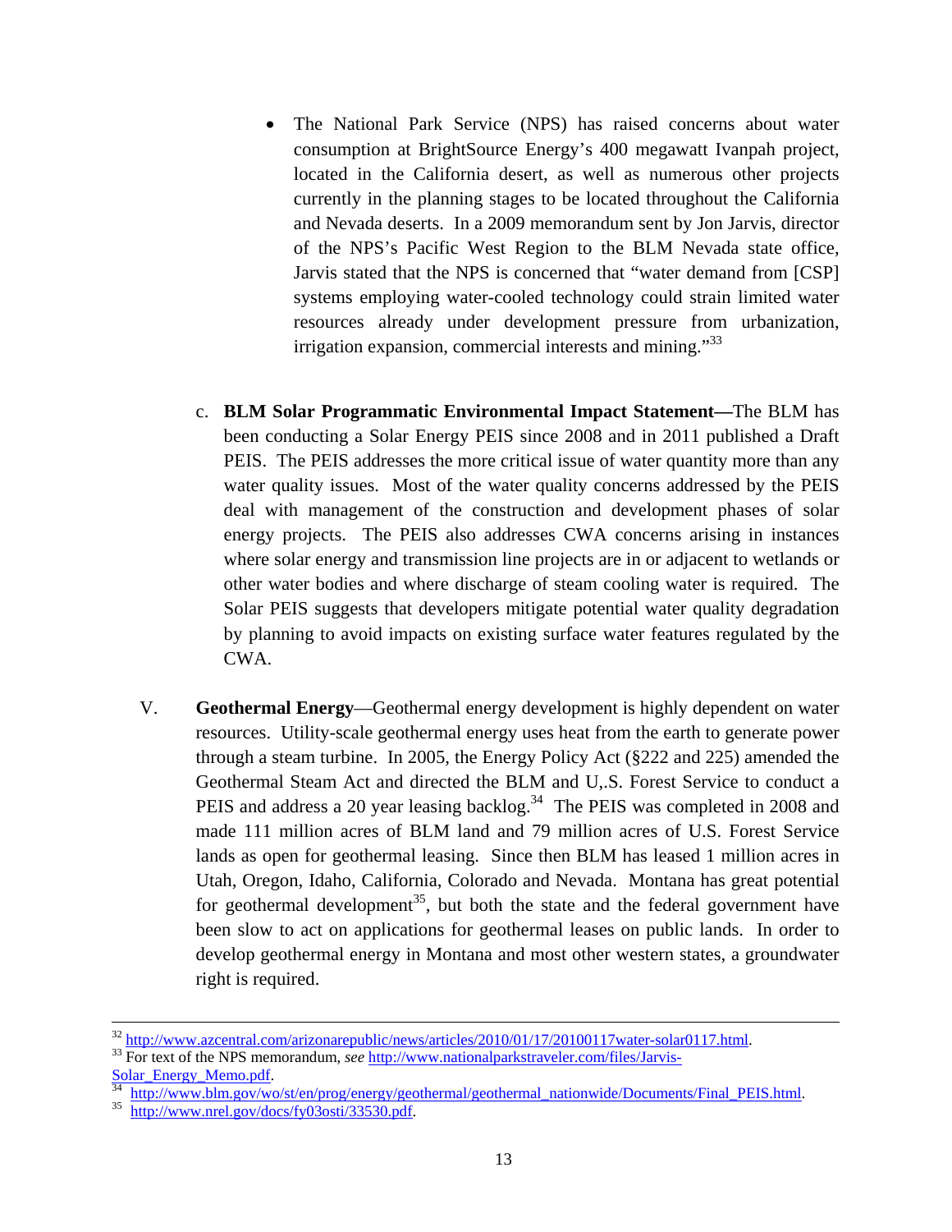- The National Park Service (NPS) has raised concerns about water consumption at BrightSource Energy's 400 megawatt Ivanpah project, located in the California desert, as well as numerous other projects currently in the planning stages to be located throughout the California and Nevada deserts. In a 2009 memorandum sent by Jon Jarvis, director of the NPS's Pacific West Region to the BLM Nevada state office, Jarvis stated that the NPS is concerned that "water demand from [CSP] systems employing water-cooled technology could strain limited water resources already under development pressure from urbanization, irrigation expansion, commercial interests and mining."[33]

c. **BLM Solar Programmatic Environmental Impact Statement—**The BLM has been conducting a Solar Energy PEIS since 2008 and in 2011 published a Draft PEIS. The PEIS addresses the more critical issue of water quantity more than any water quality issues. Most of the water quality concerns addressed by the PEIS deal with management of the construction and development phases of solar energy projects. The PEIS also addresses CWA concerns arising in instances where solar energy and transmission line projects are in or adjacent to wetlands or other water bodies and where discharge of steam cooling water is required. The Solar PEIS suggests that developers mitigate potential water quality degradation by planning to avoid impacts on existing surface water features regulated by the CWA.

V. **Geothermal Energy**—Geothermal energy development is highly dependent on water resources. Utility-scale geothermal energy uses heat from the earth to generate power through a steam turbine. In 2005, the Energy Policy Act (§222 and 225) amended the Geothermal Steam Act and directed the BLM and U,.S. Forest Service to conduct a PEIS and address a 20 year leasing backlog.[34] The PEIS was completed in 2008 and made 111 million acres of BLM land and 79 million acres of U.S. Forest Service lands as open for geothermal leasing. Since then BLM has leased 1 million acres in Utah, Oregon, Idaho, California, Colorado and Nevada. Montana has great potential for geothermal development[35], but both the state and the federal government have been slow to act on applications for geothermal leases on public lands. In order to develop geothermal energy in Montana and most other western states, a groundwater right is required.

---

[32] http://www.azcentral.com/arizonarepublic/news/articles/2010/01/17/20100117water-solar0117.html.

[33] For text of the NPS memorandum, *see* http://www.nationalparkstraveler.com/files/Jarvis-Solar_Energy_Memo.pdf.

[34] http://www.blm.gov/wo/st/en/prog/energy/geothermal/geothermal_nationwide/Documents/Final_PEIS.html.

[35] http://www.nrel.gov/docs/fy03osti/33530.pdf.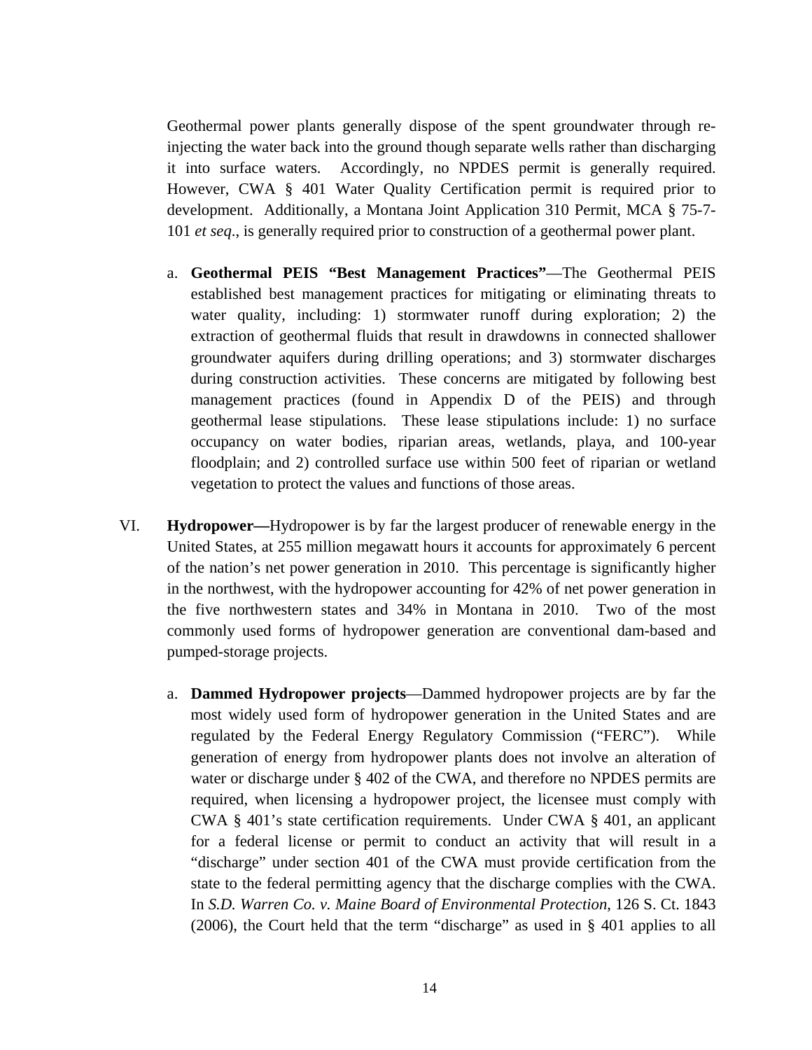Geothermal power plants generally dispose of the spent groundwater through re-injecting the water back into the ground though separate wells rather than discharging it into surface waters. Accordingly, no NPDES permit is generally required. However, CWA § 401 Water Quality Certification permit is required prior to development. Additionally, a Montana Joint Application 310 Permit, MCA § 75-7-101 *et seq*., is generally required prior to construction of a geothermal power plant.

a. **Geothermal PEIS "Best Management Practices"**—The Geothermal PEIS established best management practices for mitigating or eliminating threats to water quality, including: 1) stormwater runoff during exploration; 2) the extraction of geothermal fluids that result in drawdowns in connected shallower groundwater aquifers during drilling operations; and 3) stormwater discharges during construction activities. These concerns are mitigated by following best management practices (found in Appendix D of the PEIS) and through geothermal lease stipulations. These lease stipulations include: 1) no surface occupancy on water bodies, riparian areas, wetlands, playa, and 100-year floodplain; and 2) controlled surface use within 500 feet of riparian or wetland vegetation to protect the values and functions of those areas.

VI. **Hydropower—**Hydropower is by far the largest producer of renewable energy in the United States, at 255 million megawatt hours it accounts for approximately 6 percent of the nation's net power generation in 2010. This percentage is significantly higher in the northwest, with the hydropower accounting for 42% of net power generation in the five northwestern states and 34% in Montana in 2010. Two of the most commonly used forms of hydropower generation are conventional dam-based and pumped-storage projects.

a. **Dammed Hydropower projects**—Dammed hydropower projects are by far the most widely used form of hydropower generation in the United States and are regulated by the Federal Energy Regulatory Commission ("FERC"). While generation of energy from hydropower plants does not involve an alteration of water or discharge under § 402 of the CWA, and therefore no NPDES permits are required, when licensing a hydropower project, the licensee must comply with CWA § 401's state certification requirements. Under CWA § 401, an applicant for a federal license or permit to conduct an activity that will result in a "discharge" under section 401 of the CWA must provide certification from the state to the federal permitting agency that the discharge complies with the CWA. In *S.D. Warren Co. v. Maine Board of Environmental Protection*, 126 S. Ct. 1843 (2006), the Court held that the term "discharge" as used in § 401 applies to all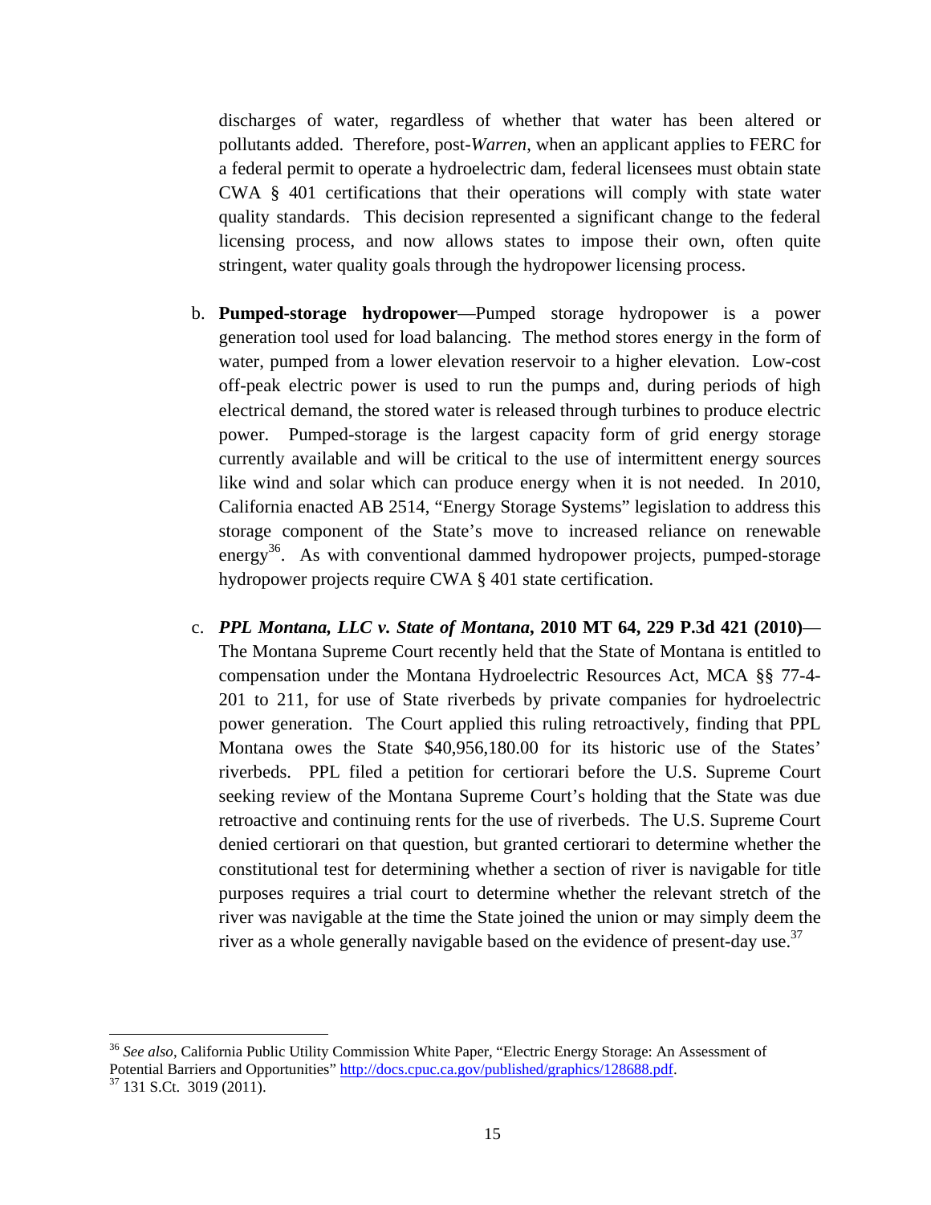discharges of water, regardless of whether that water has been altered or pollutants added. Therefore, post-*Warren*, when an applicant applies to FERC for a federal permit to operate a hydroelectric dam, federal licensees must obtain state CWA § 401 certifications that their operations will comply with state water quality standards. This decision represented a significant change to the federal licensing process, and now allows states to impose their own, often quite stringent, water quality goals through the hydropower licensing process.

b. **Pumped-storage hydropower**—Pumped storage hydropower is a power generation tool used for load balancing. The method stores energy in the form of water, pumped from a lower elevation reservoir to a higher elevation. Low-cost off-peak electric power is used to run the pumps and, during periods of high electrical demand, the stored water is released through turbines to produce electric power. Pumped-storage is the largest capacity form of grid energy storage currently available and will be critical to the use of intermittent energy sources like wind and solar which can produce energy when it is not needed. In 2010, California enacted AB 2514, "Energy Storage Systems" legislation to address this storage component of the State's move to increased reliance on renewable energy[36]. As with conventional dammed hydropower projects, pumped-storage hydropower projects require CWA § 401 state certification.

c. ***PPL Montana, LLC v. State of Montana*, 2010 MT 64, 229 P.3d 421 (2010)**—The Montana Supreme Court recently held that the State of Montana is entitled to compensation under the Montana Hydroelectric Resources Act, MCA §§ 77-4-201 to 211, for use of State riverbeds by private companies for hydroelectric power generation. The Court applied this ruling retroactively, finding that PPL Montana owes the State $40,956,180.00 for its historic use of the States' riverbeds. PPL filed a petition for certiorari before the U.S. Supreme Court seeking review of the Montana Supreme Court's holding that the State was due retroactive and continuing rents for the use of riverbeds. The U.S. Supreme Court denied certiorari on that question, but granted certiorari to determine whether the constitutional test for determining whether a section of river is navigable for title purposes requires a trial court to determine whether the relevant stretch of the river was navigable at the time the State joined the union or may simply deem the river as a whole generally navigable based on the evidence of present-day use.[37]

---

[36] *See also*, California Public Utility Commission White Paper, "Electric Energy Storage: An Assessment of Potential Barriers and Opportunities" http://docs.cpuc.ca.gov/published/graphics/128688.pdf.

[37] 131 S.Ct. 3019 (2011).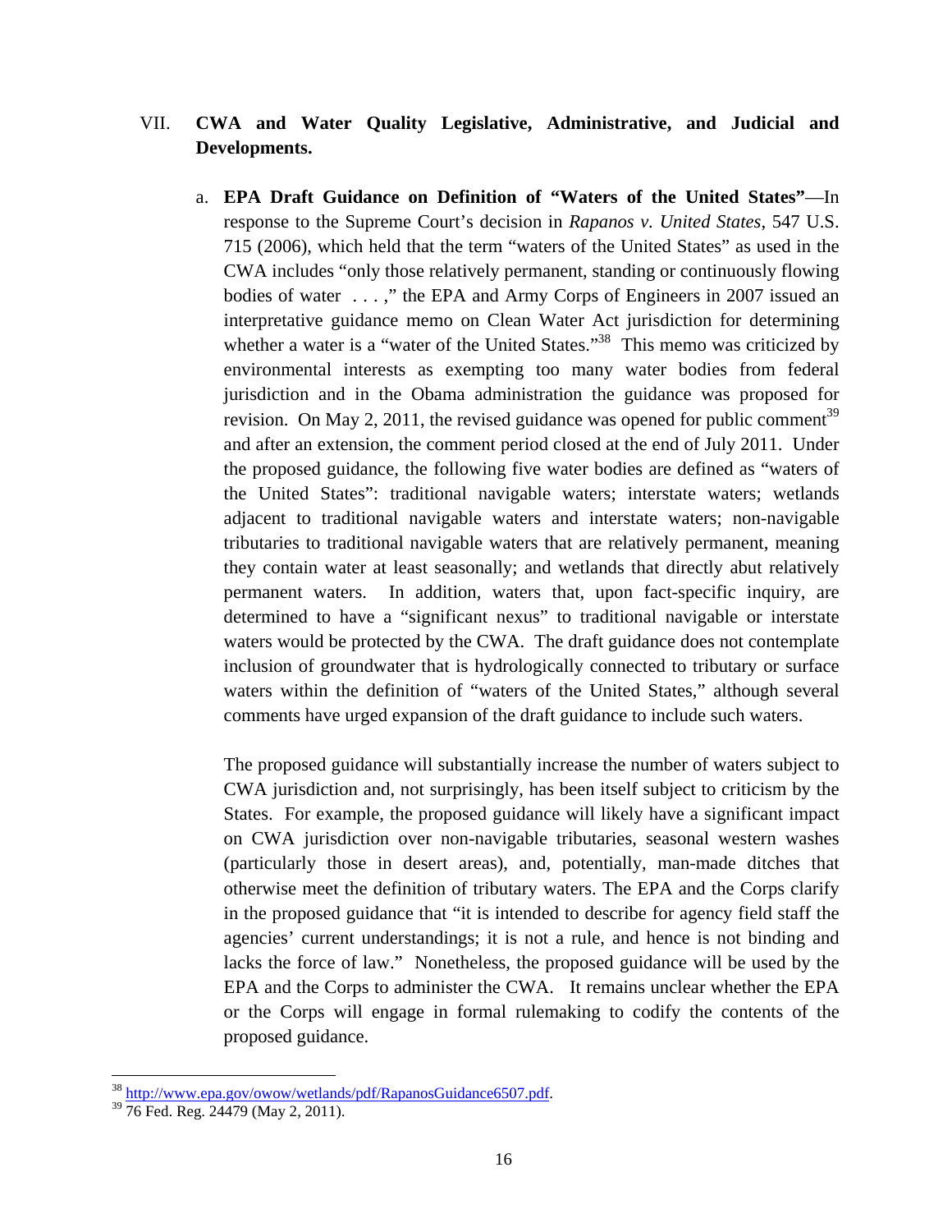## VII. CWA and Water Quality Legislative, Administrative, and Judicial and Developments.

a. **EPA Draft Guidance on Definition of "Waters of the United States"**—In response to the Supreme Court's decision in *Rapanos v. United States*, 547 U.S. 715 (2006), which held that the term "waters of the United States" as used in the CWA includes "only those relatively permanent, standing or continuously flowing bodies of water . . . ," the EPA and Army Corps of Engineers in 2007 issued an interpretative guidance memo on Clean Water Act jurisdiction for determining whether a water is a "water of the United States."[38] This memo was criticized by environmental interests as exempting too many water bodies from federal jurisdiction and in the Obama administration the guidance was proposed for revision. On May 2, 2011, the revised guidance was opened for public comment[39] and after an extension, the comment period closed at the end of July 2011. Under the proposed guidance, the following five water bodies are defined as "waters of the United States": traditional navigable waters; interstate waters; wetlands adjacent to traditional navigable waters and interstate waters; non-navigable tributaries to traditional navigable waters that are relatively permanent, meaning they contain water at least seasonally; and wetlands that directly abut relatively permanent waters. In addition, waters that, upon fact-specific inquiry, are determined to have a "significant nexus" to traditional navigable or interstate waters would be protected by the CWA. The draft guidance does not contemplate inclusion of groundwater that is hydrologically connected to tributary or surface waters within the definition of "waters of the United States," although several comments have urged expansion of the draft guidance to include such waters.

The proposed guidance will substantially increase the number of waters subject to CWA jurisdiction and, not surprisingly, has been itself subject to criticism by the States. For example, the proposed guidance will likely have a significant impact on CWA jurisdiction over non-navigable tributaries, seasonal western washes (particularly those in desert areas), and, potentially, man-made ditches that otherwise meet the definition of tributary waters. The EPA and the Corps clarify in the proposed guidance that "it is intended to describe for agency field staff the agencies' current understandings; it is not a rule, and hence is not binding and lacks the force of law." Nonetheless, the proposed guidance will be used by the EPA and the Corps to administer the CWA. It remains unclear whether the EPA or the Corps will engage in formal rulemaking to codify the contents of the proposed guidance.

---

[38] http://www.epa.gov/owow/wetlands/pdf/RapanosGuidance6507.pdf.

[39] 76 Fed. Reg. 24479 (May 2, 2011).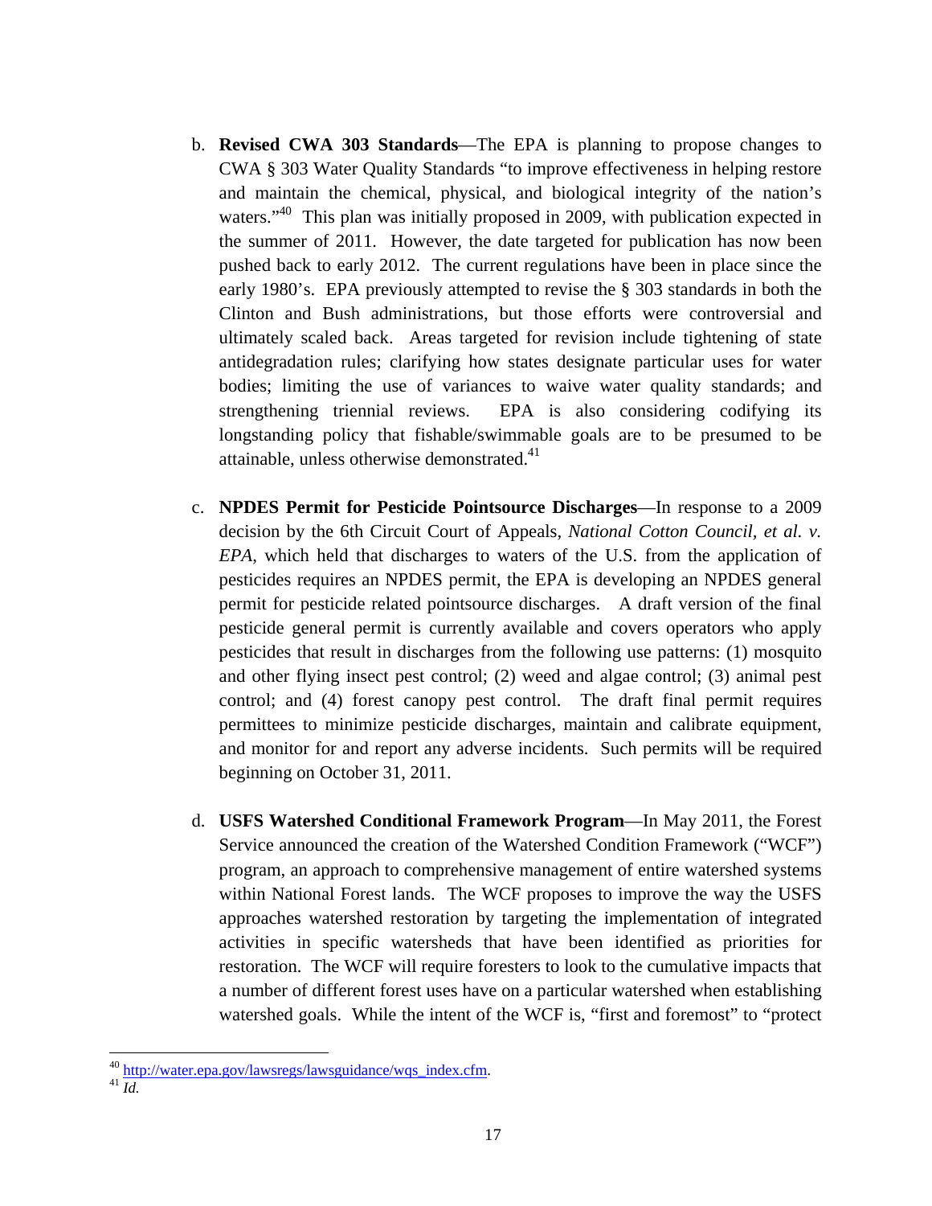b. **Revised CWA 303 Standards**—The EPA is planning to propose changes to CWA § 303 Water Quality Standards "to improve effectiveness in helping restore and maintain the chemical, physical, and biological integrity of the nation's waters."[40] This plan was initially proposed in 2009, with publication expected in the summer of 2011. However, the date targeted for publication has now been pushed back to early 2012. The current regulations have been in place since the early 1980's. EPA previously attempted to revise the § 303 standards in both the Clinton and Bush administrations, but those efforts were controversial and ultimately scaled back. Areas targeted for revision include tightening of state antidegradation rules; clarifying how states designate particular uses for water bodies; limiting the use of variances to waive water quality standards; and strengthening triennial reviews. EPA is also considering codifying its longstanding policy that fishable/swimmable goals are to be presumed to be attainable, unless otherwise demonstrated.[41]

c. **NPDES Permit for Pesticide Pointsource Discharges**—In response to a 2009 decision by the 6th Circuit Court of Appeals, *National Cotton Council, et al. v. EPA*, which held that discharges to waters of the U.S. from the application of pesticides requires an NPDES permit, the EPA is developing an NPDES general permit for pesticide related pointsource discharges. A draft version of the final pesticide general permit is currently available and covers operators who apply pesticides that result in discharges from the following use patterns: (1) mosquito and other flying insect pest control; (2) weed and algae control; (3) animal pest control; and (4) forest canopy pest control. The draft final permit requires permittees to minimize pesticide discharges, maintain and calibrate equipment, and monitor for and report any adverse incidents. Such permits will be required beginning on October 31, 2011.

d. **USFS Watershed Conditional Framework Program**—In May 2011, the Forest Service announced the creation of the Watershed Condition Framework ("WCF") program, an approach to comprehensive management of entire watershed systems within National Forest lands. The WCF proposes to improve the way the USFS approaches watershed restoration by targeting the implementation of integrated activities in specific watersheds that have been identified as priorities for restoration. The WCF will require foresters to look to the cumulative impacts that a number of different forest uses have on a particular watershed when establishing watershed goals. While the intent of the WCF is, "first and foremost" to "protect

---

[40] http://water.epa.gov/lawsregs/lawsguidance/wqs_index.cfm.

[41] *Id.*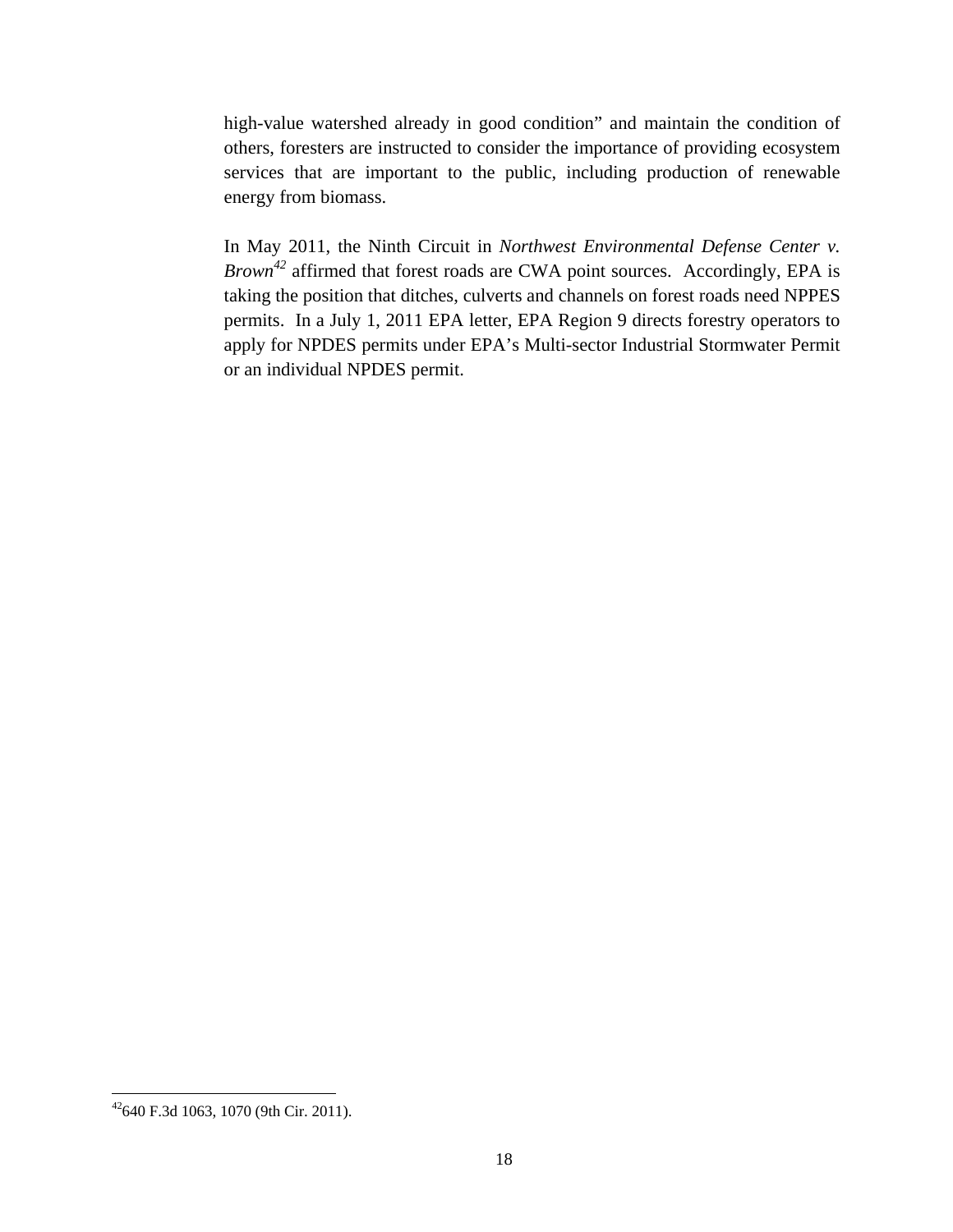high-value watershed already in good condition" and maintain the condition of others, foresters are instructed to consider the importance of providing ecosystem services that are important to the public, including production of renewable energy from biomass.

In May 2011, the Ninth Circuit in *Northwest Environmental Defense Center v. Brown*[42] affirmed that forest roads are CWA point sources. Accordingly, EPA is taking the position that ditches, culverts and channels on forest roads need NPPES permits. In a July 1, 2011 EPA letter, EPA Region 9 directs forestry operators to apply for NPDES permits under EPA's Multi-sector Industrial Stormwater Permit or an individual NPDES permit.

---

[42] 640 F.3d 1063, 1070 (9th Cir. 2011).